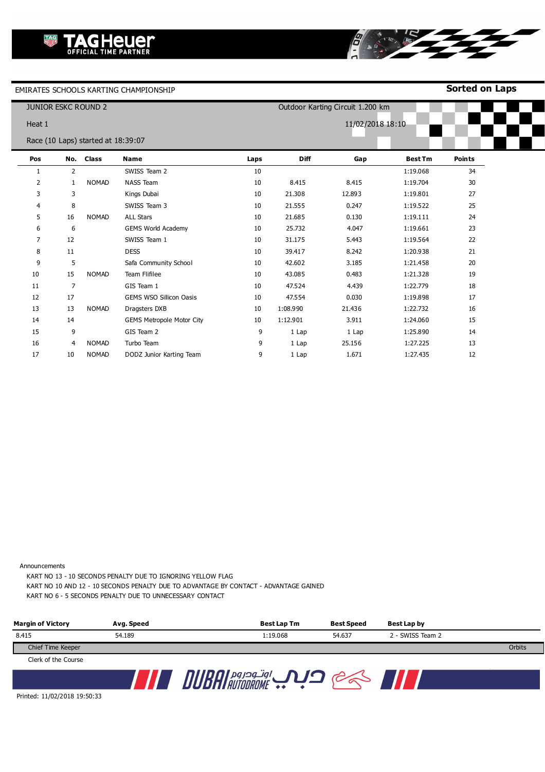TAG Heuer OFFICIAL TIME PARTNER

EMIRATES SCHOOLS KARTING CHAMPIONSHIP

**Sorted on Laps**

JUNIOR ESKC ROUND 2

Outdoor Karting Circuit 1.200 km

Heat 1

11/02/2018 18:10

Race (10 Laps) started at 18:39:07

| Pos | No. | Class | Name | Laps | Diff | Gap | Best Tm | Points |
|---|---|---|---|---|---|---|---|---|
| 1 | 2 | | SWISS Team 2 | 10 | | | 1:19.068 | 34 |
| 2 | 1 | NOMAD | NASS Team | 10 | 8.415 | 8.415 | 1:19.704 | 30 |
| 3 | 3 | | Kings Dubai | 10 | 21.308 | 12.893 | 1:19.801 | 27 |
| 4 | 8 | | SWISS Team 3 | 10 | 21.555 | 0.247 | 1:19.522 | 25 |
| 5 | 16 | NOMAD | ALL Stars | 10 | 21.685 | 0.130 | 1:19.111 | 24 |
| 6 | 6 | | GEMS World Academy | 10 | 25.732 | 4.047 | 1:19.661 | 23 |
| 7 | 12 | | SWISS Team 1 | 10 | 31.175 | 5.443 | 1:19.564 | 22 |
| 8 | 11 | | DESS | 10 | 39.417 | 8.242 | 1:20.938 | 21 |
| 9 | 5 | | Safa Community School | 10 | 42.602 | 3.185 | 1:21.458 | 20 |
| 10 | 15 | NOMAD | Team Flifilee | 10 | 43.085 | 0.483 | 1:21.328 | 19 |
| 11 | 7 | | GIS Team 1 | 10 | 47.524 | 4.439 | 1:22.779 | 18 |
| 12 | 17 | | GEMS WSO Sillicon Oasis | 10 | 47.554 | 0.030 | 1:19.898 | 17 |
| 13 | 13 | NOMAD | Dragsters DXB | 10 | 1:08.990 | 21.436 | 1:22.732 | 16 |
| 14 | 14 | | GEMS Metropole Motor City | 10 | 1:12.901 | 3.911 | 1:24.060 | 15 |
| 15 | 9 | | GIS Team 2 | 9 | 1 Lap | 1 Lap | 1:25.890 | 14 |
| 16 | 4 | NOMAD | Turbo Team | 9 | 1 Lap | 25.156 | 1:27.225 | 13 |
| 17 | 10 | NOMAD | DODZ Junior Karting Team | 9 | 1 Lap | 1.671 | 1:27.435 | 12 |

Announcements

KART NO 13 - 10 SECONDS PENALTY DUE TO IGNORING YELLOW FLAG

KART NO 10 AND 12 - 10 SECONDS PENALTY DUE TO ADVANTAGE BY CONTACT - ADVANTAGE GAINED

KART NO 6 - 5 SECONDS PENALTY DUE TO UNNECESSARY CONTACT

| Margin of Victory | Avg. Speed | Best Lap Tm | Best Speed | Best Lap by |
|---|---|---|---|---|
| 8.415 | 54.189 | 1:19.068 | 54.637 | 2 - SWISS Team 2 |

Chief Time Keeper

Orbits

Clerk of the Course

DUBAI AUTODROME اوتودروم دبي

Printed: 11/02/2018 19:50:33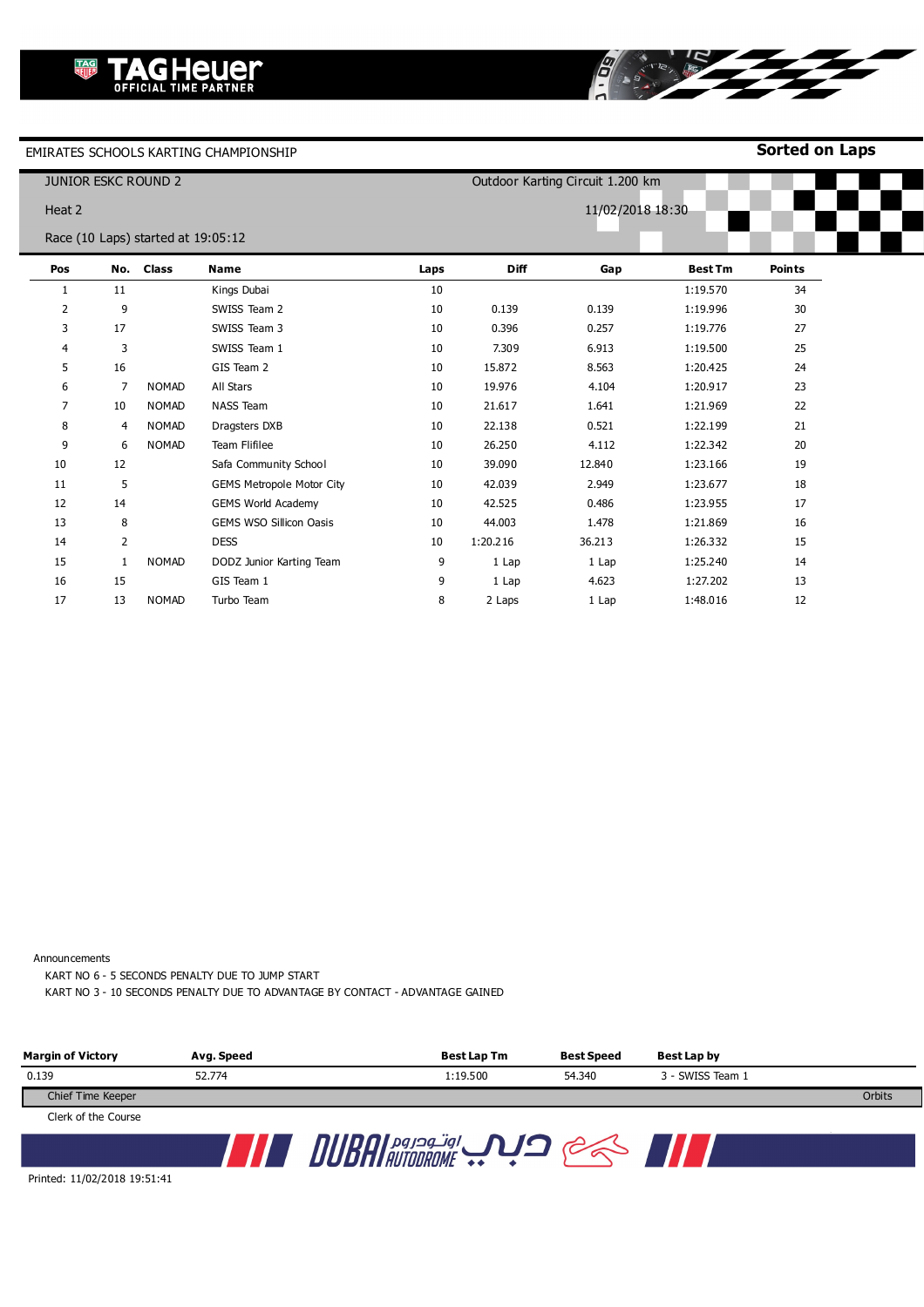TAG Heuer OFFICIAL TIME PARTNER

EMIRATES SCHOOLS KARTING CHAMPIONSHIP

**Sorted on Laps**

JUNIOR ESKC ROUND 2 — Outdoor Karting Circuit 1.200 km

Heat 2 — 11/02/2018 18:30

Race (10 Laps) started at 19:05:12

| Pos | No. | Class | Name | Laps | Diff | Gap | Best Tm | Points |
|---|---|---|---|---|---|---|---|---|
| 1 | 11 | | Kings Dubai | 10 | | | 1:19.570 | 34 |
| 2 | 9 | | SWISS Team 2 | 10 | 0.139 | 0.139 | 1:19.996 | 30 |
| 3 | 17 | | SWISS Team 3 | 10 | 0.396 | 0.257 | 1:19.776 | 27 |
| 4 | 3 | | SWISS Team 1 | 10 | 7.309 | 6.913 | 1:19.500 | 25 |
| 5 | 16 | | GIS Team 2 | 10 | 15.872 | 8.563 | 1:20.425 | 24 |
| 6 | 7 | NOMAD | All Stars | 10 | 19.976 | 4.104 | 1:20.917 | 23 |
| 7 | 10 | NOMAD | NASS Team | 10 | 21.617 | 1.641 | 1:21.969 | 22 |
| 8 | 4 | NOMAD | Dragsters DXB | 10 | 22.138 | 0.521 | 1:22.199 | 21 |
| 9 | 6 | NOMAD | Team Flifilee | 10 | 26.250 | 4.112 | 1:22.342 | 20 |
| 10 | 12 | | Safa Community School | 10 | 39.090 | 12.840 | 1:23.166 | 19 |
| 11 | 5 | | GEMS Metropole Motor City | 10 | 42.039 | 2.949 | 1:23.677 | 18 |
| 12 | 14 | | GEMS World Academy | 10 | 42.525 | 0.486 | 1:23.955 | 17 |
| 13 | 8 | | GEMS WSO Sillicon Oasis | 10 | 44.003 | 1.478 | 1:21.869 | 16 |
| 14 | 2 | | DESS | 10 | 1:20.216 | 36.213 | 1:26.332 | 15 |
| 15 | 1 | NOMAD | DODZ Junior Karting Team | 9 | 1 Lap | 1 Lap | 1:25.240 | 14 |
| 16 | 15 | | GIS Team 1 | 9 | 1 Lap | 4.623 | 1:27.202 | 13 |
| 17 | 13 | NOMAD | Turbo Team | 8 | 2 Laps | 1 Lap | 1:48.016 | 12 |

Announcements

KART NO 6 - 5 SECONDS PENALTY DUE TO JUMP START

KART NO 3 - 10 SECONDS PENALTY DUE TO ADVANTAGE BY CONTACT - ADVANTAGE GAINED

| Margin of Victory | Avg. Speed | Best Lap Tm | Best Speed | Best Lap by |
|---|---|---|---|---|
| 0.139 | 52.774 | 1:19.500 | 54.340 | 3 - SWISS Team 1 |

Chief Time Keeper — Orbits

Clerk of the Course

DUBAI AUTODROME اوتودروم دبي

Printed: 11/02/2018 19:51:41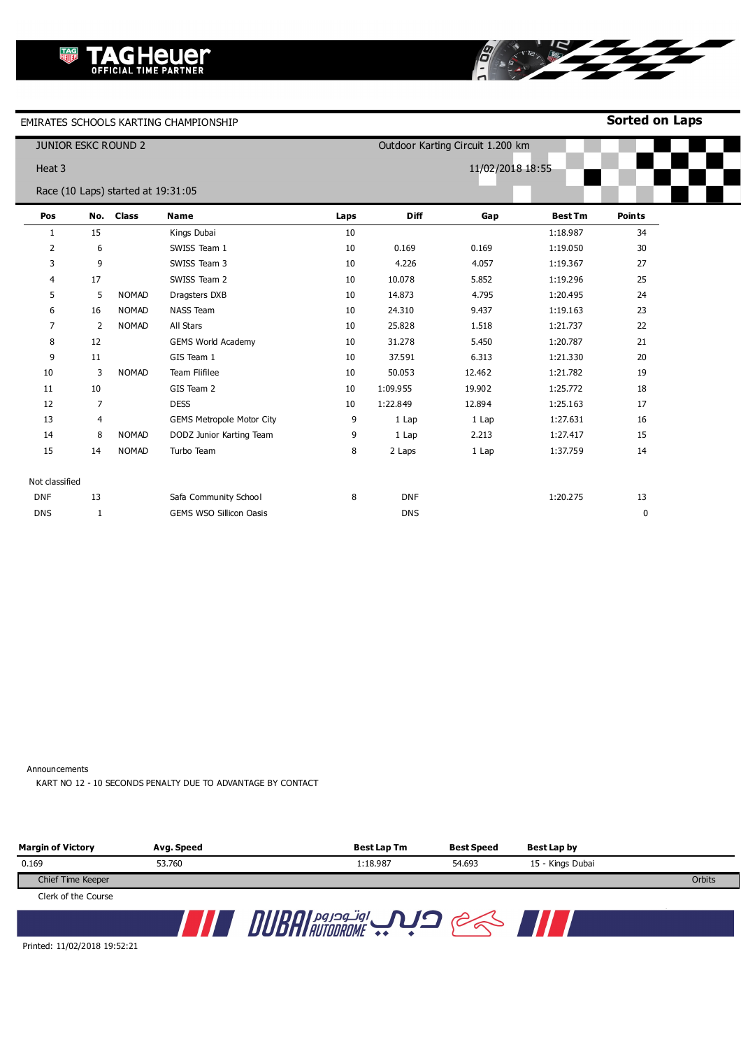**TAG Heuer** OFFICIAL TIME PARTNER

EMIRATES SCHOOLS KARTING CHAMPIONSHIP

**Sorted on Laps**

JUNIOR ESKC ROUND 2

Outdoor Karting Circuit 1.200 km

Heat 3

11/02/2018 18:55

Race (10 Laps) started at 19:31:05

| Pos | No. | Class | Name | Laps | Diff | Gap | Best Tm | Points |
|---|---|---|---|---|---|---|---|---|
| 1 | 15 | | Kings Dubai | 10 | | | 1:18.987 | 34 |
| 2 | 6 | | SWISS Team 1 | 10 | 0.169 | 0.169 | 1:19.050 | 30 |
| 3 | 9 | | SWISS Team 3 | 10 | 4.226 | 4.057 | 1:19.367 | 27 |
| 4 | 17 | | SWISS Team 2 | 10 | 10.078 | 5.852 | 1:19.296 | 25 |
| 5 | 5 | NOMAD | Dragsters DXB | 10 | 14.873 | 4.795 | 1:20.495 | 24 |
| 6 | 16 | NOMAD | NASS Team | 10 | 24.310 | 9.437 | 1:19.163 | 23 |
| 7 | 2 | NOMAD | All Stars | 10 | 25.828 | 1.518 | 1:21.737 | 22 |
| 8 | 12 | | GEMS World Academy | 10 | 31.278 | 5.450 | 1:20.787 | 21 |
| 9 | 11 | | GIS Team 1 | 10 | 37.591 | 6.313 | 1:21.330 | 20 |
| 10 | 3 | NOMAD | Team Flifilee | 10 | 50.053 | 12.462 | 1:21.782 | 19 |
| 11 | 10 | | GIS Team 2 | 10 | 1:09.955 | 19.902 | 1:25.772 | 18 |
| 12 | 7 | | DESS | 10 | 1:22.849 | 12.894 | 1:25.163 | 17 |
| 13 | 4 | | GEMS Metropole Motor City | 9 | 1 Lap | 1 Lap | 1:27.631 | 16 |
| 14 | 8 | NOMAD | DODZ Junior Karting Team | 9 | 1 Lap | 2.213 | 1:27.417 | 15 |
| 15 | 14 | NOMAD | Turbo Team | 8 | 2 Laps | 1 Lap | 1:37.759 | 14 |
| Not classified | | | | | | | | |
| DNF | 13 | | Safa Community School | 8 | DNF | | 1:20.275 | 13 |
| DNS | 1 | | GEMS WSO Sillicon Oasis | | DNS | | | 0 |

Announcements

KART NO 12 - 10 SECONDS PENALTY DUE TO ADVANTAGE BY CONTACT

| Margin of Victory | Avg. Speed | Best Lap Tm | Best Speed | Best Lap by |
|---|---|---|---|---|
| 0.169 | 53.760 | 1:18.987 | 54.693 | 15 - Kings Dubai |

Chief Time Keeper

Orbits

Clerk of the Course

DUBAI AUTODROME اوتودروم دبي

Printed: 11/02/2018 19:52:21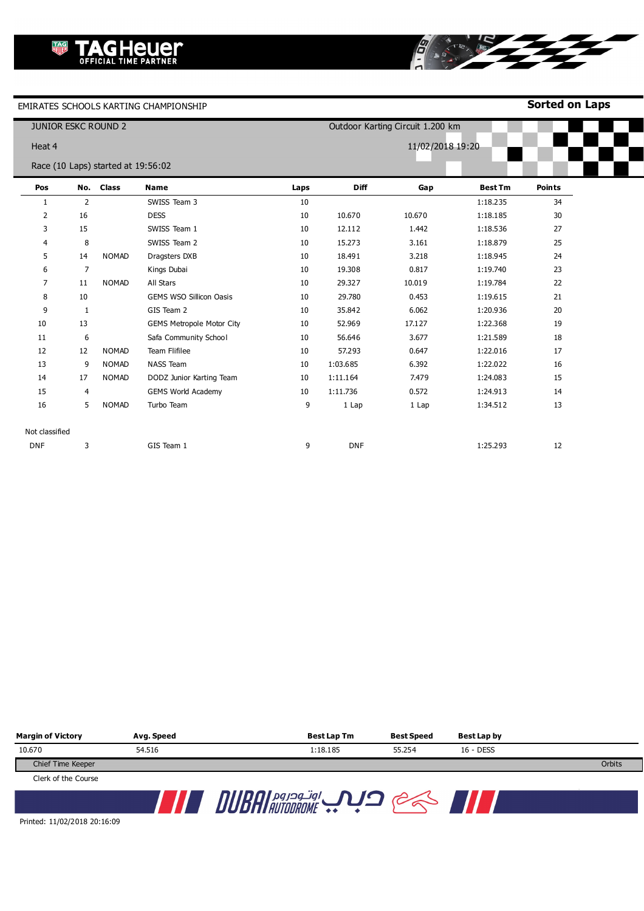TAG Heuer OFFICIAL TIME PARTNER

EMIRATES SCHOOLS KARTING CHAMPIONSHIP

**Sorted on Laps**

JUNIOR ESKC ROUND 2

Outdoor Karting Circuit 1.200 km

Heat 4

11/02/2018 19:20

Race (10 Laps) started at 19:56:02

| Pos | No. | Class | Name | Laps | Diff | Gap | Best Tm | Points |
|---|---|---|---|---|---|---|---|---|
| 1 | 2 | | SWISS Team 3 | 10 | | | 1:18.235 | 34 |
| 2 | 16 | | DESS | 10 | 10.670 | 10.670 | 1:18.185 | 30 |
| 3 | 15 | | SWISS Team 1 | 10 | 12.112 | 1.442 | 1:18.536 | 27 |
| 4 | 8 | | SWISS Team 2 | 10 | 15.273 | 3.161 | 1:18.879 | 25 |
| 5 | 14 | NOMAD | Dragsters DXB | 10 | 18.491 | 3.218 | 1:18.945 | 24 |
| 6 | 7 | | Kings Dubai | 10 | 19.308 | 0.817 | 1:19.740 | 23 |
| 7 | 11 | NOMAD | All Stars | 10 | 29.327 | 10.019 | 1:19.784 | 22 |
| 8 | 10 | | GEMS WSO Sillicon Oasis | 10 | 29.780 | 0.453 | 1:19.615 | 21 |
| 9 | 1 | | GIS Team 2 | 10 | 35.842 | 6.062 | 1:20.936 | 20 |
| 10 | 13 | | GEMS Metropole Motor City | 10 | 52.969 | 17.127 | 1:22.368 | 19 |
| 11 | 6 | | Safa Community School | 10 | 56.646 | 3.677 | 1:21.589 | 18 |
| 12 | 12 | NOMAD | Team Flifilee | 10 | 57.293 | 0.647 | 1:22.016 | 17 |
| 13 | 9 | NOMAD | NASS Team | 10 | 1:03.685 | 6.392 | 1:22.022 | 16 |
| 14 | 17 | NOMAD | DODZ Junior Karting Team | 10 | 1:11.164 | 7.479 | 1:24.083 | 15 |
| 15 | 4 | | GEMS World Academy | 10 | 1:11.736 | 0.572 | 1:24.913 | 14 |
| 16 | 5 | NOMAD | Turbo Team | 9 | 1 Lap | 1 Lap | 1:34.512 | 13 |

Not classified

| | | | | | | | | |
|---|---|---|---|---|---|---|---|---|
| DNF | 3 | | GIS Team 1 | 9 | DNF | | 1:25.293 | 12 |

| Margin of Victory | Avg. Speed | Best Lap Tm | Best Speed | Best Lap by |
|---|---|---|---|---|
| 10.670 | 54.516 | 1:18.185 | 55.254 | 16 - DESS |

Chief Time Keeper

Orbits

Clerk of the Course

DUBAI AUTODROME اوتودروم دبي

Printed: 11/02/2018 20:16:09